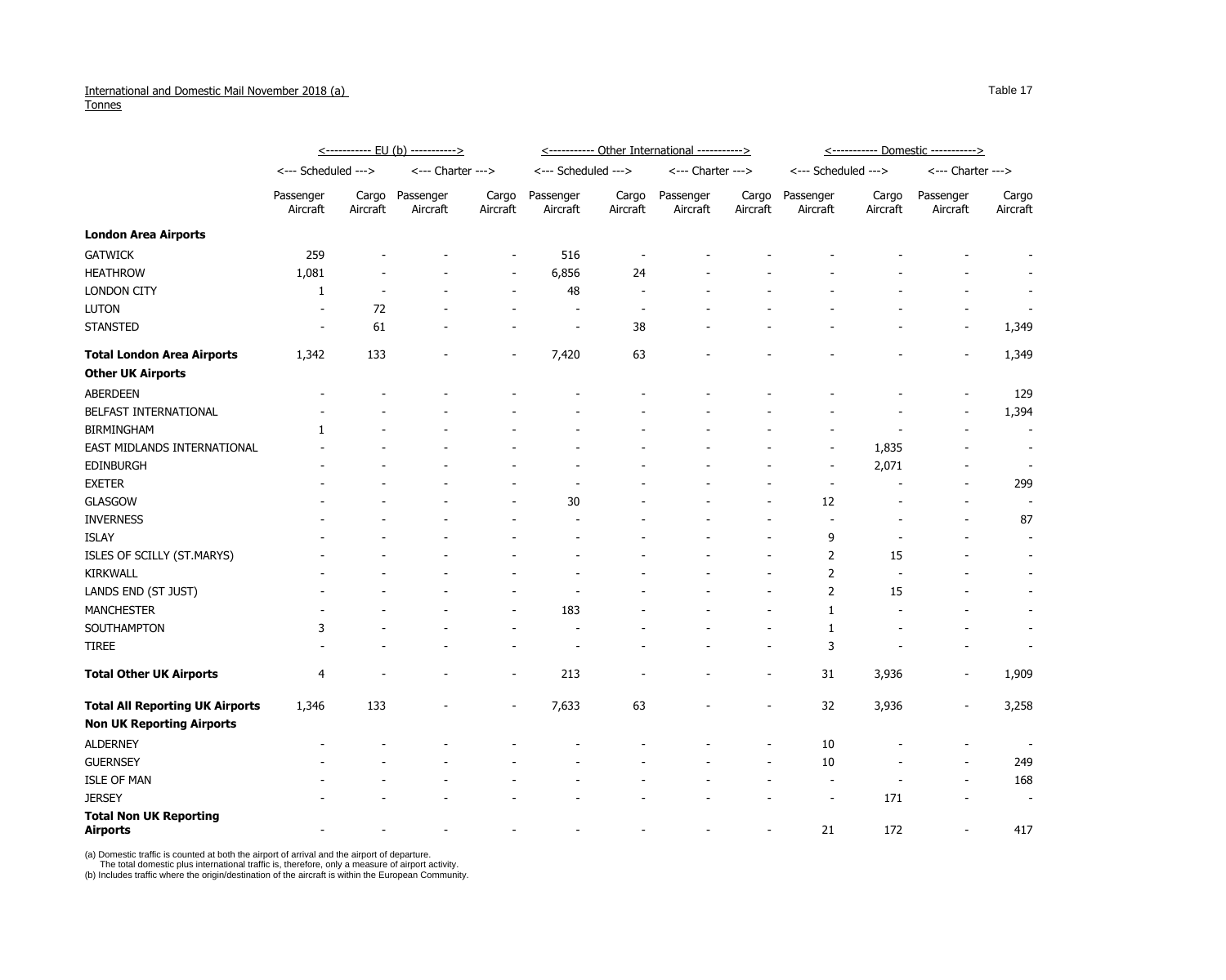International and Domestic Mail November 2018 (a)
Tonnes

Table 17

| | EU (b) | | | | Other International | | | | Domestic | | | |
|---|---|---|---|---|---|---|---|---|---|---|---|---|
| | Scheduled | | Charter | | Scheduled | | Charter | | Scheduled | | Charter | |
| | Passenger Aircraft | Cargo Aircraft | Passenger Aircraft | Cargo Aircraft | Passenger Aircraft | Cargo Aircraft | Passenger Aircraft | Cargo Aircraft | Passenger Aircraft | Cargo Aircraft | Passenger Aircraft | Cargo Aircraft |
| **London Area Airports** | | | | | | | | | | | | |
| GATWICK | 259 | - | - | - | 516 | - | - | - | - | - | - | - |
| HEATHROW | 1,081 | - | - | - | 6,856 | 24 | - | - | - | - | - | - |
| LONDON CITY | 1 | - | - | - | 48 | - | - | - | - | - | - | - |
| LUTON | - | 72 | - | - | - | - | - | - | - | - | - | - |
| STANSTED | - | 61 | - | - | - | 38 | - | - | - | - | - | 1,349 |
| **Total London Area Airports** | 1,342 | 133 | - | - | 7,420 | 63 | - | - | - | - | - | 1,349 |
| **Other UK Airports** | | | | | | | | | | | | |
| ABERDEEN | - | - | - | - | - | - | - | - | - | - | - | 129 |
| BELFAST INTERNATIONAL | - | - | - | - | - | - | - | - | - | - | - | 1,394 |
| BIRMINGHAM | 1 | - | - | - | - | - | - | - | - | - | - | - |
| EAST MIDLANDS INTERNATIONAL | - | - | - | - | - | - | - | - | - | 1,835 | - | - |
| EDINBURGH | - | - | - | - | - | - | - | - | - | 2,071 | - | - |
| EXETER | - | - | - | - | - | - | - | - | - | - | - | 299 |
| GLASGOW | - | - | - | - | 30 | - | - | - | 12 | - | - | - |
| INVERNESS | - | - | - | - | - | - | - | - | - | - | - | 87 |
| ISLAY | - | - | - | - | - | - | - | - | 9 | - | - | - |
| ISLES OF SCILLY (ST.MARYS) | - | - | - | - | - | - | - | - | 2 | 15 | - | - |
| KIRKWALL | - | - | - | - | - | - | - | - | 2 | - | - | - |
| LANDS END (ST JUST) | - | - | - | - | - | - | - | - | 2 | 15 | - | - |
| MANCHESTER | - | - | - | - | 183 | - | - | - | 1 | - | - | - |
| SOUTHAMPTON | 3 | - | - | - | - | - | - | - | 1 | - | - | - |
| TIREE | - | - | - | - | - | - | - | - | 3 | - | - | - |
| **Total Other UK Airports** | 4 | - | - | - | 213 | - | - | - | 31 | 3,936 | - | 1,909 |
| **Total All Reporting UK Airports** | 1,346 | 133 | - | - | 7,633 | 63 | - | - | 32 | 3,936 | - | 3,258 |
| **Non UK Reporting Airports** | | | | | | | | | | | | |
| ALDERNEY | - | - | - | - | - | - | - | - | 10 | - | - | - |
| GUERNSEY | - | - | - | - | - | - | - | - | 10 | - | - | 249 |
| ISLE OF MAN | - | - | - | - | - | - | - | - | - | - | - | 168 |
| JERSEY | - | - | - | - | - | - | - | - | - | 171 | - | - |
| **Total Non UK Reporting Airports** | - | - | - | - | - | - | - | - | 21 | 172 | - | 417 |

(a) Domestic traffic is counted at both the airport of arrival and the airport of departure.
The total domestic plus international traffic is, therefore, only a measure of airport activity.
(b) Includes traffic where the origin/destination of the aircraft is within the European Community.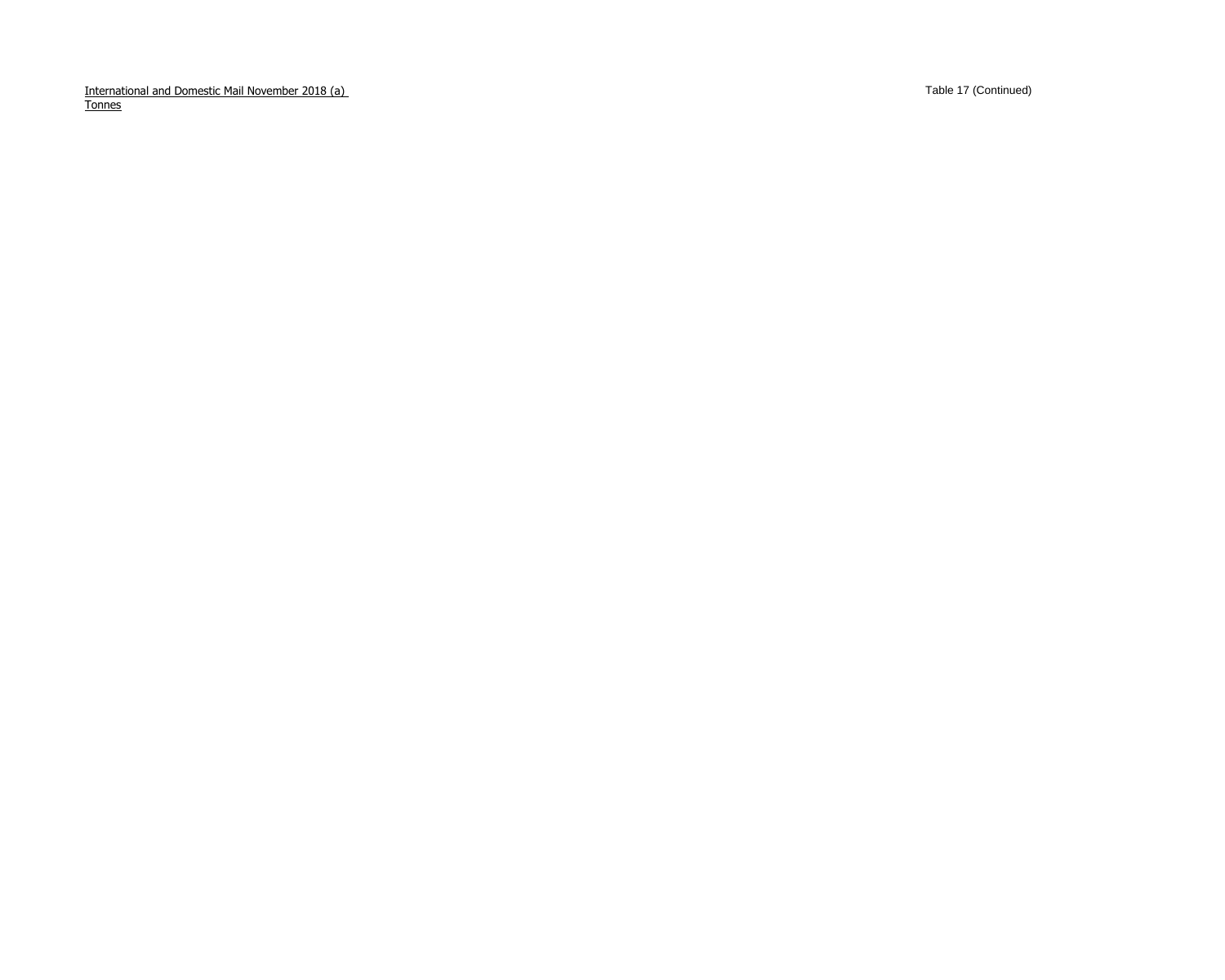International and Domestic Mail November 2018 (a)
Tonnes

Table 17 (Continued)